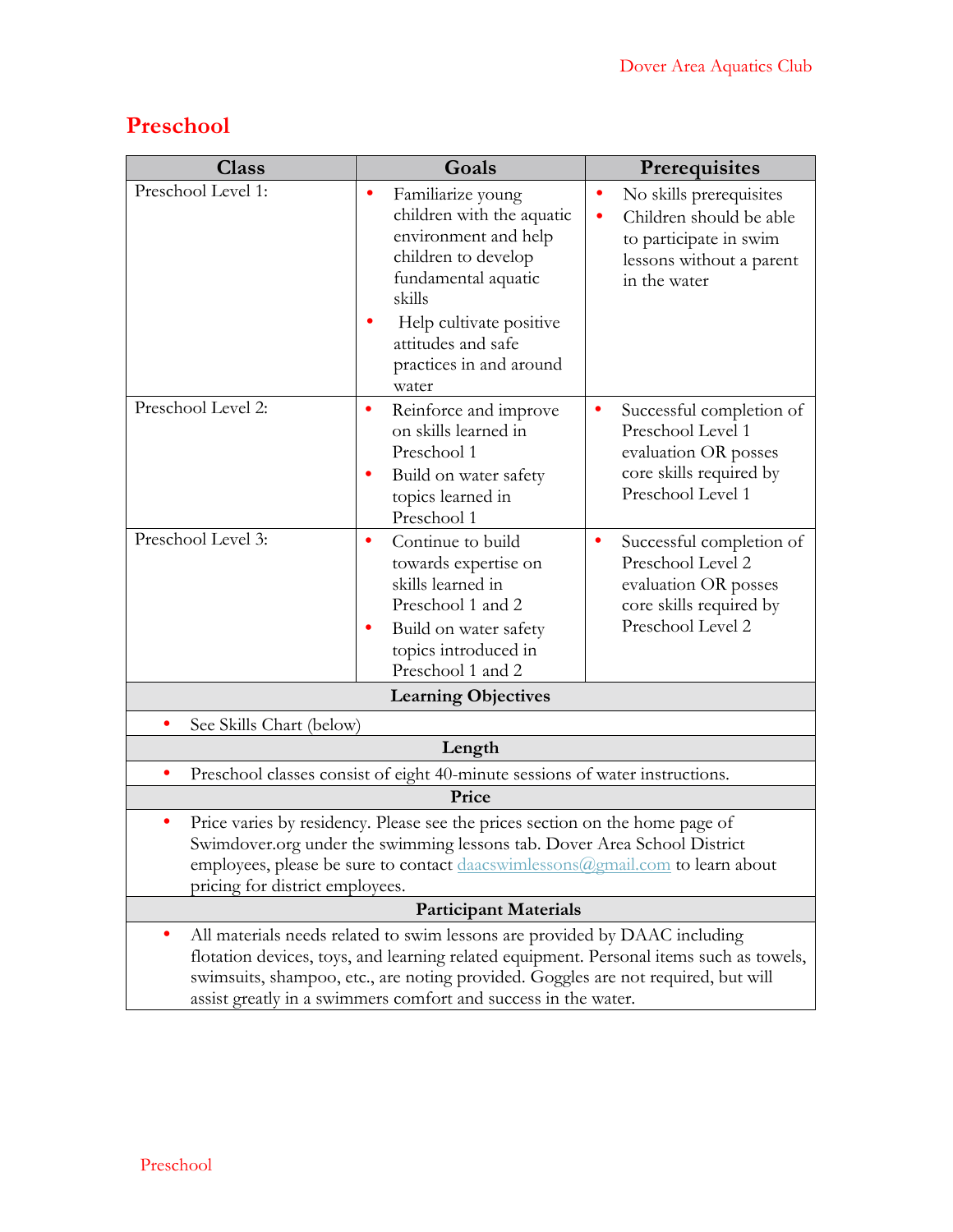# Preschool

| Class | Goals | Prerequisites |
|---|---|---|
| Preschool Level 1: | • Familiarize young children with the aquatic environment and help children to develop fundamental aquatic skills<br>• Help cultivate positive attitudes and safe practices in and around water | • No skills prerequisites<br>• Children should be able to participate in swim lessons without a parent in the water |
| Preschool Level 2: | • Reinforce and improve on skills learned in Preschool 1<br>• Build on water safety topics learned in Preschool 1 | • Successful completion of Preschool Level 1 evaluation OR posses core skills required by Preschool Level 1 |
| Preschool Level 3: | • Continue to build towards expertise on skills learned in Preschool 1 and 2<br>• Build on water safety topics introduced in Preschool 1 and 2 | • Successful completion of Preschool Level 2 evaluation OR posses core skills required by Preschool Level 2 |

**Learning Objectives**

- See Skills Chart (below)

**Length**

- Preschool classes consist of eight 40-minute sessions of water instructions.

**Price**

- Price varies by residency. Please see the prices section on the home page of Swimdover.org under the swimming lessons tab. Dover Area School District employees, please be sure to contact daacswimlessons@gmail.com to learn about pricing for district employees.

**Participant Materials**

- All materials needs related to swim lessons are provided by DAAC including flotation devices, toys, and learning related equipment. Personal items such as towels, swimsuits, shampoo, etc., are noting provided. Goggles are not required, but will assist greatly in a swimmers comfort and success in the water.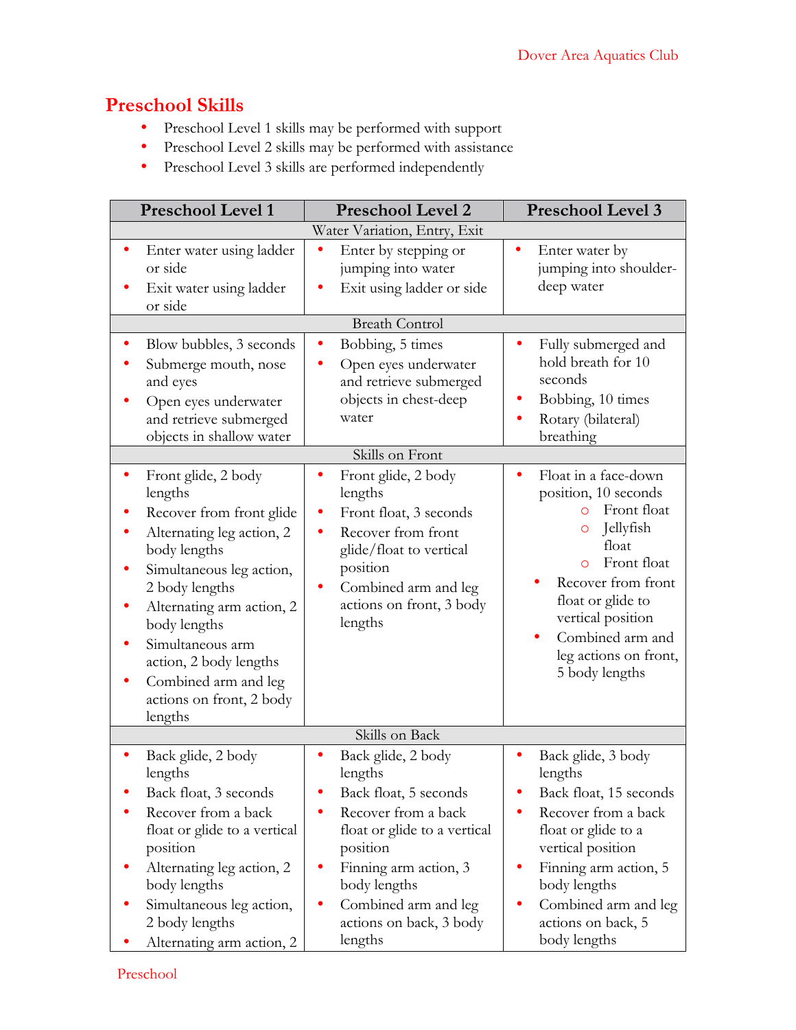# Preschool Skills

- Preschool Level 1 skills may be performed with support
- Preschool Level 2 skills may be performed with assistance
- Preschool Level 3 skills are performed independently

| Preschool Level 1 | Preschool Level 2 | Preschool Level 3 |
|---|---|---|
| **Water Variation, Entry, Exit** | | |
| • Enter water using ladder or side<br>• Exit water using ladder or side | • Enter by stepping or jumping into water<br>• Exit using ladder or side | • Enter water by jumping into shoulder-deep water |
| **Breath Control** | | |
| • Blow bubbles, 3 seconds<br>• Submerge mouth, nose and eyes<br>• Open eyes underwater and retrieve submerged objects in shallow water | • Bobbing, 5 times<br>• Open eyes underwater and retrieve submerged objects in chest-deep water | • Fully submerged and hold breath for 10 seconds<br>• Bobbing, 10 times<br>• Rotary (bilateral) breathing |
| **Skills on Front** | | |
| • Front glide, 2 body lengths<br>• Recover from front glide<br>• Alternating leg action, 2 body lengths<br>• Simultaneous leg action, 2 body lengths<br>• Alternating arm action, 2 body lengths<br>• Simultaneous arm action, 2 body lengths<br>• Combined arm and leg actions on front, 2 body lengths | • Front glide, 2 body lengths<br>• Front float, 3 seconds<br>• Recover from front glide/float to vertical position<br>• Combined arm and leg actions on front, 3 body lengths | • Float in a face-down position, 10 seconds<br>  ○ Front float<br>  ○ Jellyfish float<br>  ○ Front float<br>• Recover from front float or glide to vertical position<br>• Combined arm and leg actions on front, 5 body lengths |
| **Skills on Back** | | |
| • Back glide, 2 body lengths<br>• Back float, 3 seconds<br>• Recover from a back float or glide to a vertical position<br>• Alternating leg action, 2 body lengths<br>• Simultaneous leg action, 2 body lengths<br>• Alternating arm action, 2 | • Back glide, 2 body lengths<br>• Back float, 5 seconds<br>• Recover from a back float or glide to a vertical position<br>• Finning arm action, 3 body lengths<br>• Combined arm and leg actions on back, 3 body lengths | • Back glide, 3 body lengths<br>• Back float, 15 seconds<br>• Recover from a back float or glide to a vertical position<br>• Finning arm action, 5 body lengths<br>• Combined arm and leg actions on back, 5 body lengths |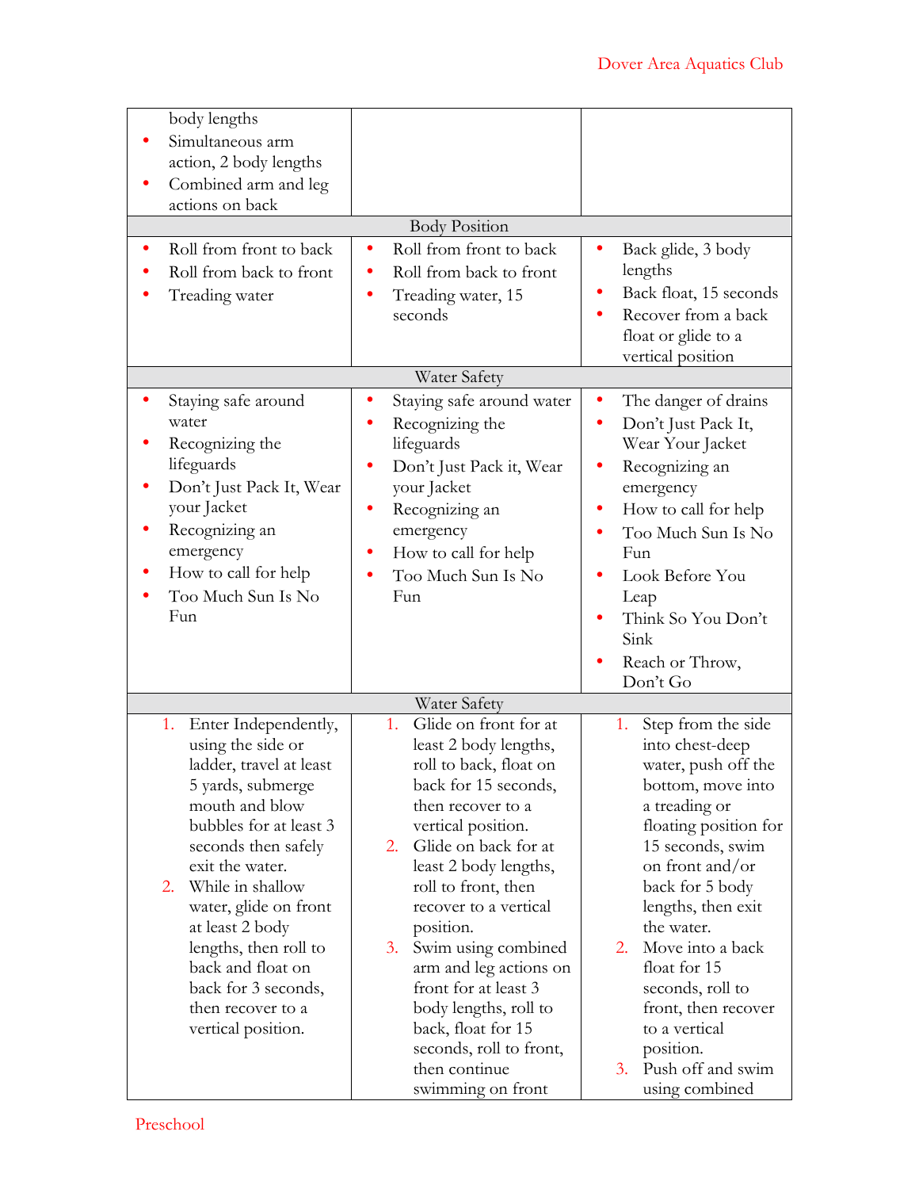| | | |
|---|---|---|
| body lengths<br>• Simultaneous arm action, 2 body lengths<br>• Combined arm and leg actions on back | | |
| Body Position | | |
| • Roll from front to back<br>• Roll from back to front<br>• Treading water | • Roll from front to back<br>• Roll from back to front<br>• Treading water, 15 seconds | • Back glide, 3 body lengths<br>• Back float, 15 seconds<br>• Recover from a back float or glide to a vertical position |
| Water Safety | | |
| • Staying safe around water<br>• Recognizing the lifeguards<br>• Don't Just Pack It, Wear your Jacket<br>• Recognizing an emergency<br>• How to call for help<br>• Too Much Sun Is No Fun | • Staying safe around water<br>• Recognizing the lifeguards<br>• Don't Just Pack it, Wear your Jacket<br>• Recognizing an emergency<br>• How to call for help<br>• Too Much Sun Is No Fun | • The danger of drains<br>• Don't Just Pack It, Wear Your Jacket<br>• Recognizing an emergency<br>• How to call for help<br>• Too Much Sun Is No Fun<br>• Look Before You Leap<br>• Think So You Don't Sink<br>• Reach or Throw, Don't Go |
| Water Safety | | |
| 1. Enter Independently, using the side or ladder, travel at least 5 yards, submerge mouth and blow bubbles for at least 3 seconds then safely exit the water.<br>2. While in shallow water, glide on front at least 2 body lengths, then roll to back and float on back for 3 seconds, then recover to a vertical position. | 1. Glide on front for at least 2 body lengths, roll to back, float on back for 15 seconds, then recover to a vertical position.<br>2. Glide on back for at least 2 body lengths, roll to front, then recover to a vertical position.<br>3. Swim using combined arm and leg actions on front for at least 3 body lengths, roll to back, float for 15 seconds, roll to front, then continue swimming on front | 1. Step from the side into chest-deep water, push off the bottom, move into a treading or floating position for 15 seconds, swim on front and/or back for 5 body lengths, then exit the water.<br>2. Move into a back float for 15 seconds, roll to front, then recover to a vertical position.<br>3. Push off and swim using combined |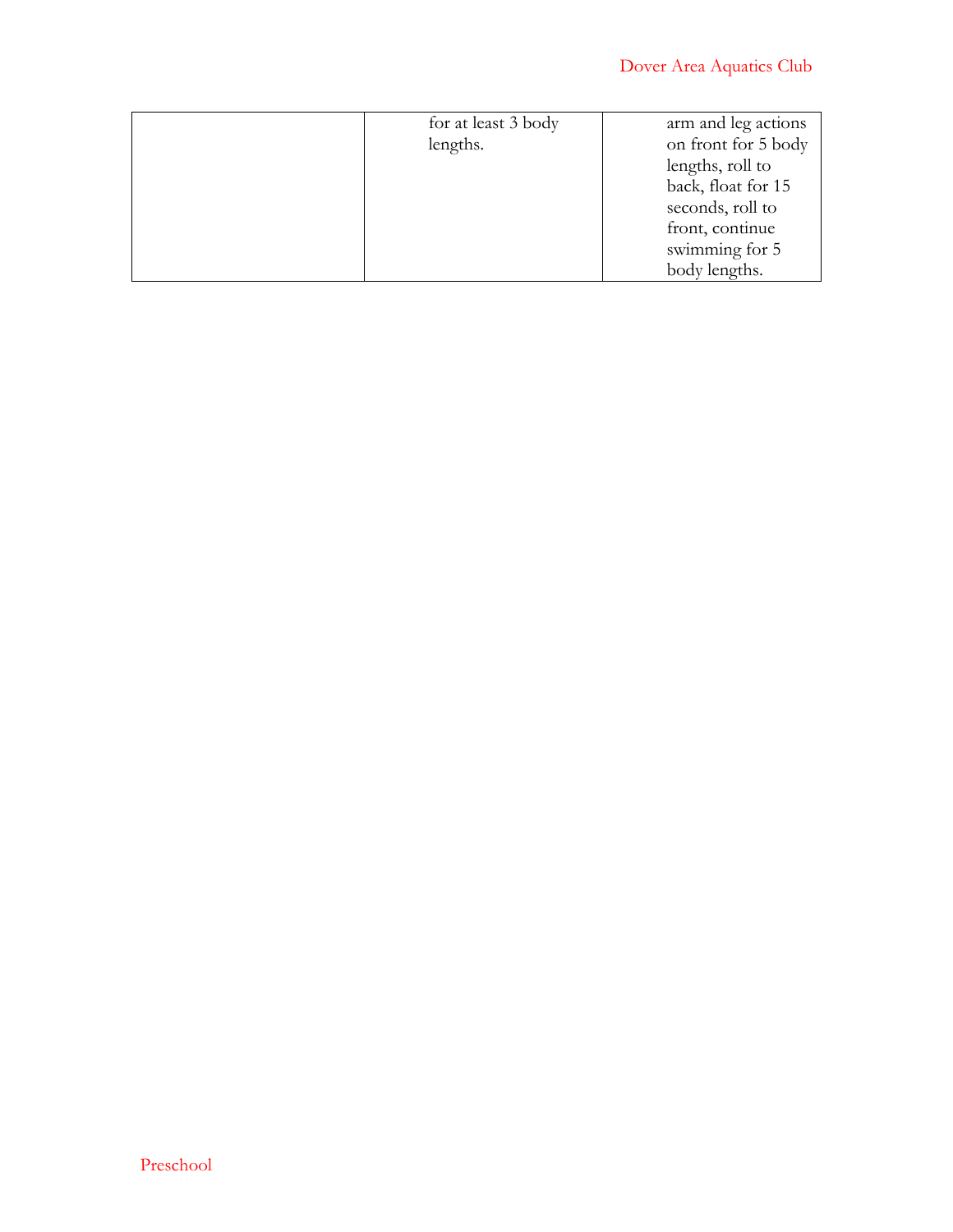| | | |
|---|---|---|
| | for at least 3 body lengths. | arm and leg actions on front for 5 body lengths, roll to back, float for 15 seconds, roll to front, continue swimming for 5 body lengths. |